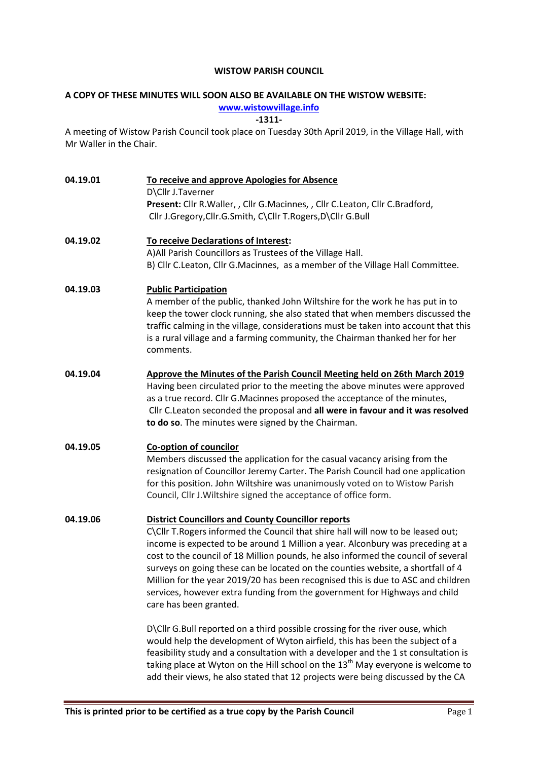**WISTOW PARISH COUNCIL**

**A COPY OF THESE MINUTES WILL SOON ALSO BE AVAILABLE ON THE WISTOW WEBSITE:**
**www.wistowvillage.info**

**-1311-**

A meeting of Wistow Parish Council took place on Tuesday 30th April 2019, in the Village Hall, with Mr Waller in the Chair.

**04.19.01** **To receive and approve Apologies for Absence**

D\Cllr J.Taverner

**Present:** Cllr R.Waller, , Cllr G.Macinnes, , Cllr C.Leaton, Cllr C.Bradford, Cllr J.Gregory,Cllr.G.Smith, C\Cllr T.Rogers,D\Cllr G.Bull

**04.19.02** **To receive Declarations of Interest:**

A)All Parish Councillors as Trustees of the Village Hall.
B) Cllr C.Leaton, Cllr G.Macinnes, as a member of the Village Hall Committee.

**04.19.03** **Public Participation**

A member of the public, thanked John Wiltshire for the work he has put in to keep the tower clock running, she also stated that when members discussed the traffic calming in the village, considerations must be taken into account that this is a rural village and a farming community, the Chairman thanked her for her comments.

**04.19.04** **Approve the Minutes of the Parish Council Meeting held on 26th March 2019**

Having been circulated prior to the meeting the above minutes were approved as a true record. Cllr G.Macinnes proposed the acceptance of the minutes, Cllr C.Leaton seconded the proposal and **all were in favour and it was resolved to do so**. The minutes were signed by the Chairman.

**04.19.05** **Co-option of councilor**

Members discussed the application for the casual vacancy arising from the resignation of Councillor Jeremy Carter. The Parish Council had one application for this position. John Wiltshire was unanimously voted on to Wistow Parish Council, Cllr J.Wiltshire signed the acceptance of office form.

**04.19.06** **District Councillors and County Councillor reports**

C\Cllr T.Rogers informed the Council that shire hall will now to be leased out; income is expected to be around 1 Million a year. Alconbury was preceding at a cost to the council of 18 Million pounds, he also informed the council of several surveys on going these can be located on the counties website, a shortfall of 4 Million for the year 2019/20 has been recognised this is due to ASC and children services, however extra funding from the government for Highways and child care has been granted.

D\Cllr G.Bull reported on a third possible crossing for the river ouse, which would help the development of Wyton airfield, this has been the subject of a feasibility study and a consultation with a developer and the 1 st consultation is taking place at Wyton on the Hill school on the 13th May everyone is welcome to add their views, he also stated that 12 projects were being discussed by the CA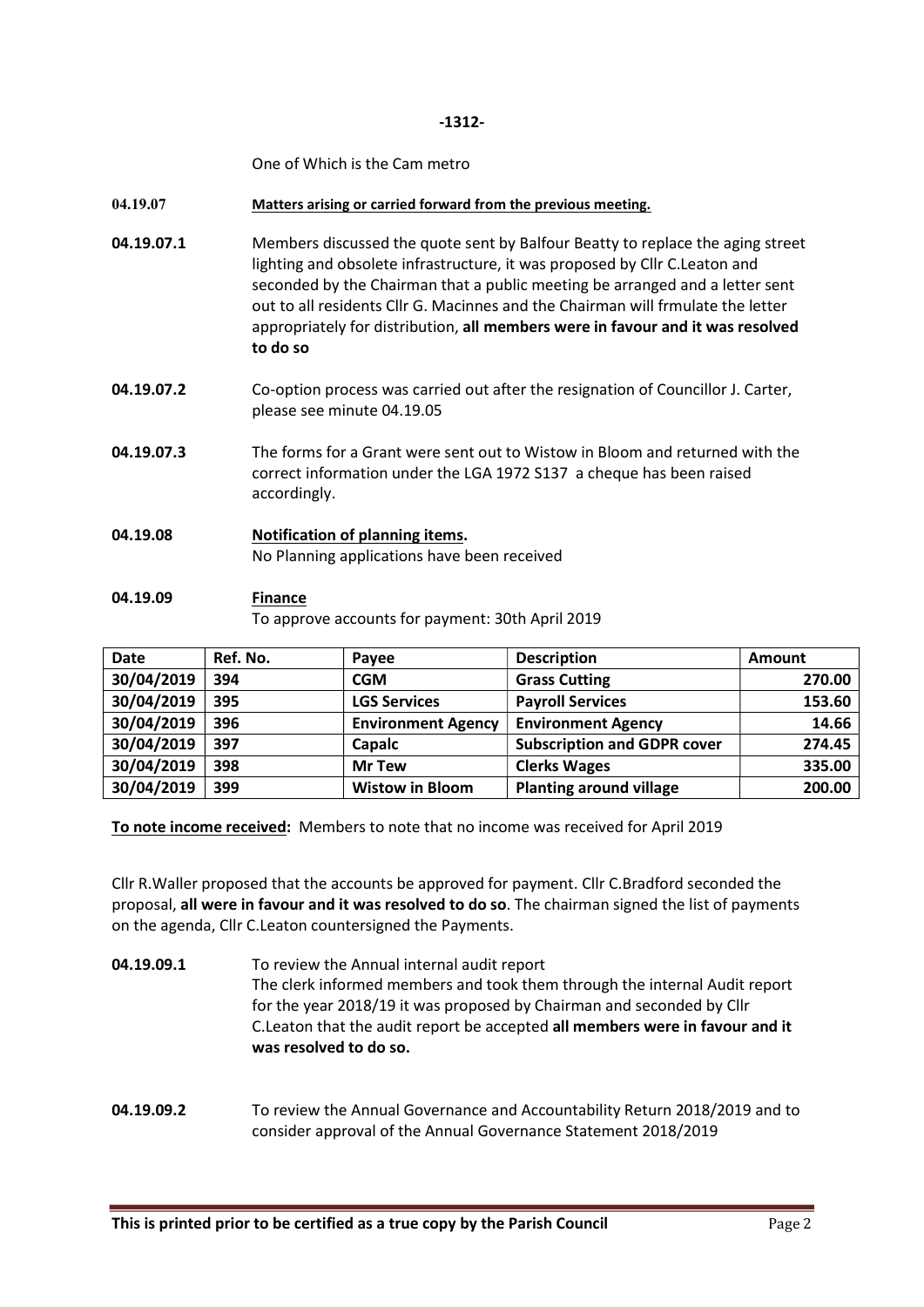-1312-

One of Which is the Cam metro

**04.19.07** **Matters arising or carried forward from the previous meeting.**

**04.19.07.1** Members discussed the quote sent by Balfour Beatty to replace the aging street lighting and obsolete infrastructure, it was proposed by Cllr C.Leaton and seconded by the Chairman that a public meeting be arranged and a letter sent out to all residents Cllr G. Macinnes and the Chairman will frmulate the letter appropriately for distribution, **all members were in favour and it was resolved to do so**

**04.19.07.2** Co-option process was carried out after the resignation of Councillor J. Carter, please see minute 04.19.05

**04.19.07.3** The forms for a Grant were sent out to Wistow in Bloom and returned with the correct information under the LGA 1972 S137 a cheque has been raised accordingly.

**04.19.08** **Notification of planning items.**
No Planning applications have been received

**04.19.09** **Finance**
To approve accounts for payment: 30th April 2019

| Date | Ref. No. | Payee | Description | Amount |
|---|---|---|---|---|
| 30/04/2019 | 394 | CGM | Grass Cutting | 270.00 |
| 30/04/2019 | 395 | LGS Services | Payroll Services | 153.60 |
| 30/04/2019 | 396 | Environment Agency | Environment Agency | 14.66 |
| 30/04/2019 | 397 | Capalc | Subscription and GDPR cover | 274.45 |
| 30/04/2019 | 398 | Mr Tew | Clerks Wages | 335.00 |
| 30/04/2019 | 399 | Wistow in Bloom | Planting around village | 200.00 |

**To note income received:** Members to note that no income was received for April 2019

Cllr R.Waller proposed that the accounts be approved for payment. Cllr C.Bradford seconded the proposal, **all were in favour and it was resolved to do so**. The chairman signed the list of payments on the agenda, Cllr C.Leaton countersigned the Payments.

**04.19.09.1** To review the Annual internal audit report
The clerk informed members and took them through the internal Audit report for the year 2018/19 it was proposed by Chairman and seconded by Cllr C.Leaton that the audit report be accepted **all members were in favour and it was resolved to do so.**

**04.19.09.2** To review the Annual Governance and Accountability Return 2018/2019 and to consider approval of the Annual Governance Statement 2018/2019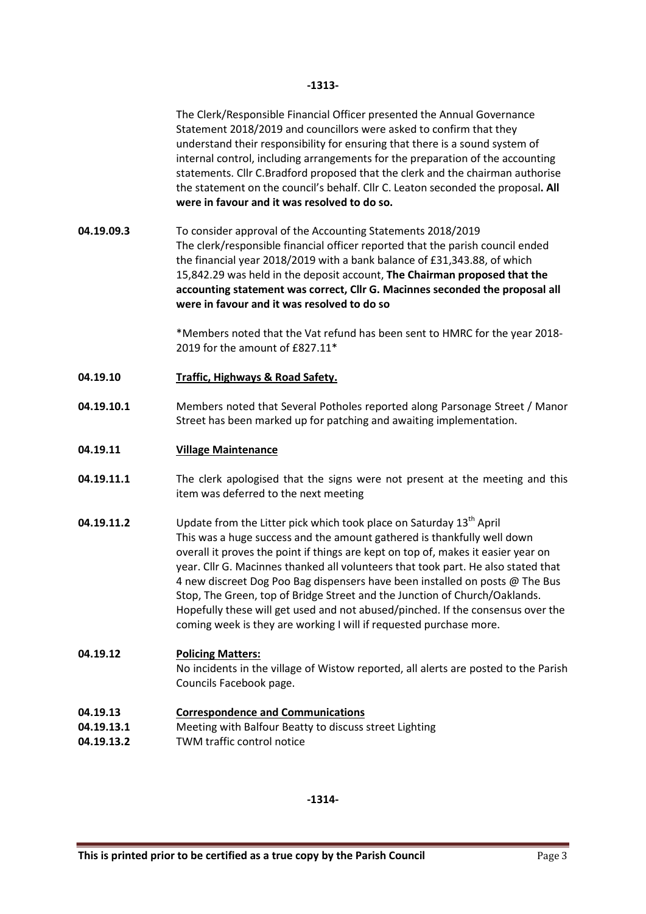-1313-

The Clerk/Responsible Financial Officer presented the Annual Governance Statement 2018/2019 and councillors were asked to confirm that they understand their responsibility for ensuring that there is a sound system of internal control, including arrangements for the preparation of the accounting statements. Cllr C.Bradford proposed that the clerk and the chairman authorise the statement on the council's behalf. Cllr C. Leaton seconded the proposal**. All were in favour and it was resolved to do so.**

**04.19.09.3** To consider approval of the Accounting Statements 2018/2019
The clerk/responsible financial officer reported that the parish council ended the financial year 2018/2019 with a bank balance of £31,343.88, of which 15,842.29 was held in the deposit account, **The Chairman proposed that the accounting statement was correct, Cllr G. Macinnes seconded the proposal all were in favour and it was resolved to do so**

*Members noted that the Vat refund has been sent to HMRC for the year 2018-2019 for the amount of £827.11*

**04.19.10** **<u>Traffic, Highways & Road Safety.</u>**

**04.19.10.1** Members noted that Several Potholes reported along Parsonage Street / Manor Street has been marked up for patching and awaiting implementation.

**04.19.11** **<u>Village Maintenance</u>**

**04.19.11.1** The clerk apologised that the signs were not present at the meeting and this item was deferred to the next meeting

**04.19.11.2** Update from the Litter pick which took place on Saturday 13th April
This was a huge success and the amount gathered is thankfully well down overall it proves the point if things are kept on top of, makes it easier year on year. Cllr G. Macinnes thanked all volunteers that took part. He also stated that 4 new discreet Dog Poo Bag dispensers have been installed on posts @ The Bus Stop, The Green, top of Bridge Street and the Junction of Church/Oaklands. Hopefully these will get used and not abused/pinched. If the consensus over the coming week is they are working I will if requested purchase more.

**04.19.12** **<u>Policing Matters:</u>**
No incidents in the village of Wistow reported, all alerts are posted to the Parish Councils Facebook page.

**04.19.13** **<u>Correspondence and Communications</u>**
**04.19.13.1** Meeting with Balfour Beatty to discuss street Lighting
**04.19.13.2** TWM traffic control notice

-1314-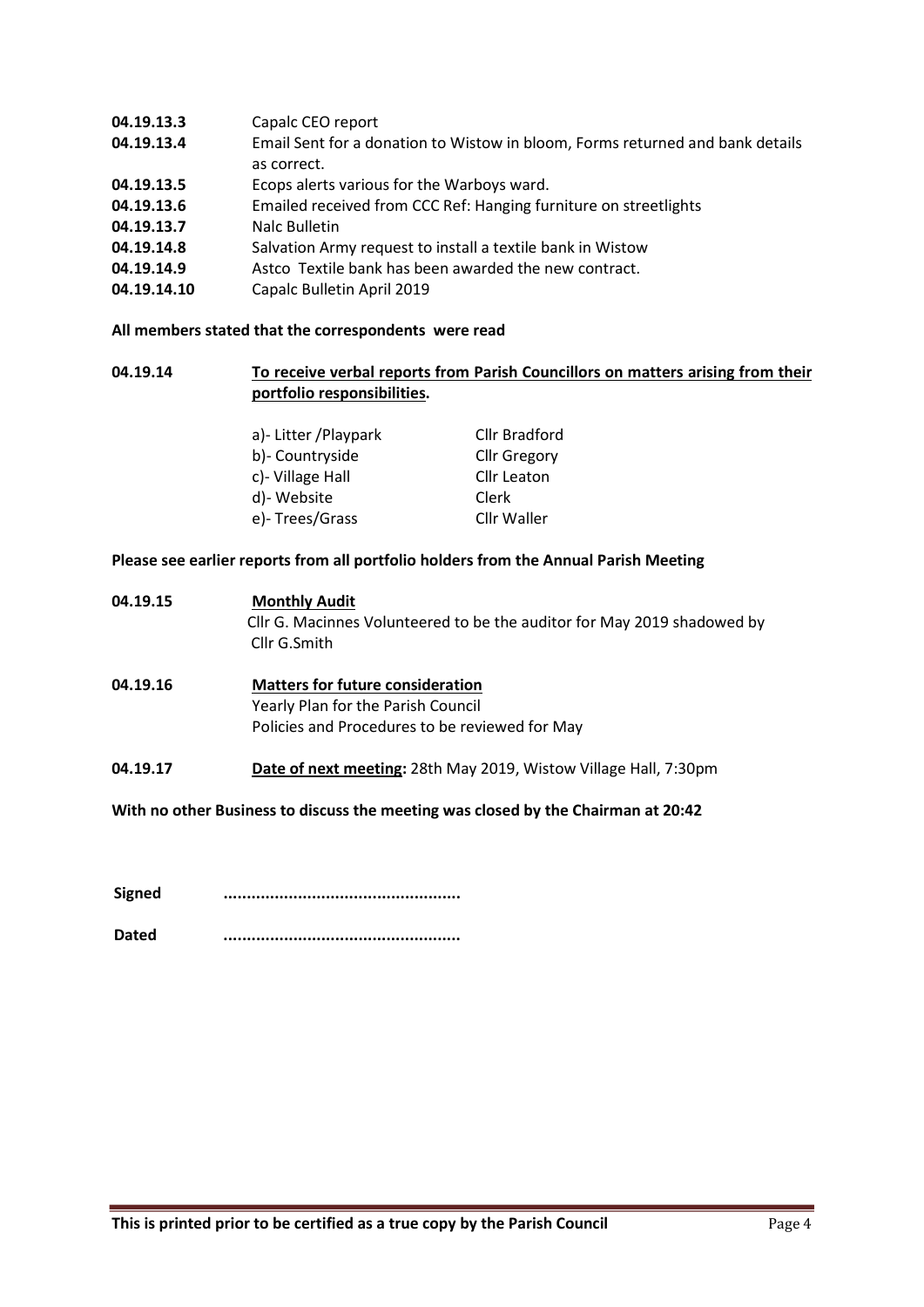| | |
|---|---|
| **04.19.13.3** | Capalc CEO report |
| **04.19.13.4** | Email Sent for a donation to Wistow in bloom, Forms returned and bank details as correct. |
| **04.19.13.5** | Ecops alerts various for the Warboys ward. |
| **04.19.13.6** | Emailed received from CCC Ref: Hanging furniture on streetlights |
| **04.19.13.7** | Nalc Bulletin |
| **04.19.14.8** | Salvation Army request to install a textile bank in Wistow |
| **04.19.14.9** | Astco Textile bank has been awarded the new contract. |
| **04.19.14.10** | Capalc Bulletin April 2019 |

**All members stated that the correspondents were read**

**04.19.14** **<u>To receive verbal reports from Parish Councillors on matters arising from their portfolio responsibilities</u>.**

| | |
|---|---|
| a)- Litter /Playpark | Cllr Bradford |
| b)- Countryside | Cllr Gregory |
| c)- Village Hall | Cllr Leaton |
| d)- Website | Clerk |
| e)- Trees/Grass | Cllr Waller |

**Please see earlier reports from all portfolio holders from the Annual Parish Meeting**

**04.19.15** **<u>Monthly Audit</u>**

Cllr G. Macinnes Volunteered to be the auditor for May 2019 shadowed by Cllr G.Smith

**04.19.16** **<u>Matters for future consideration</u>**

Yearly Plan for the Parish Council

Policies and Procedures to be reviewed for May

**04.19.17** **<u>Date of next meeting:</u>** 28th May 2019, Wistow Village Hall, 7:30pm

**With no other Business to discuss the meeting was closed by the Chairman at 20:42**

**Signed** ..................................................

**Dated** ..................................................

**This is printed prior to be certified as a true copy by the Parish Council**